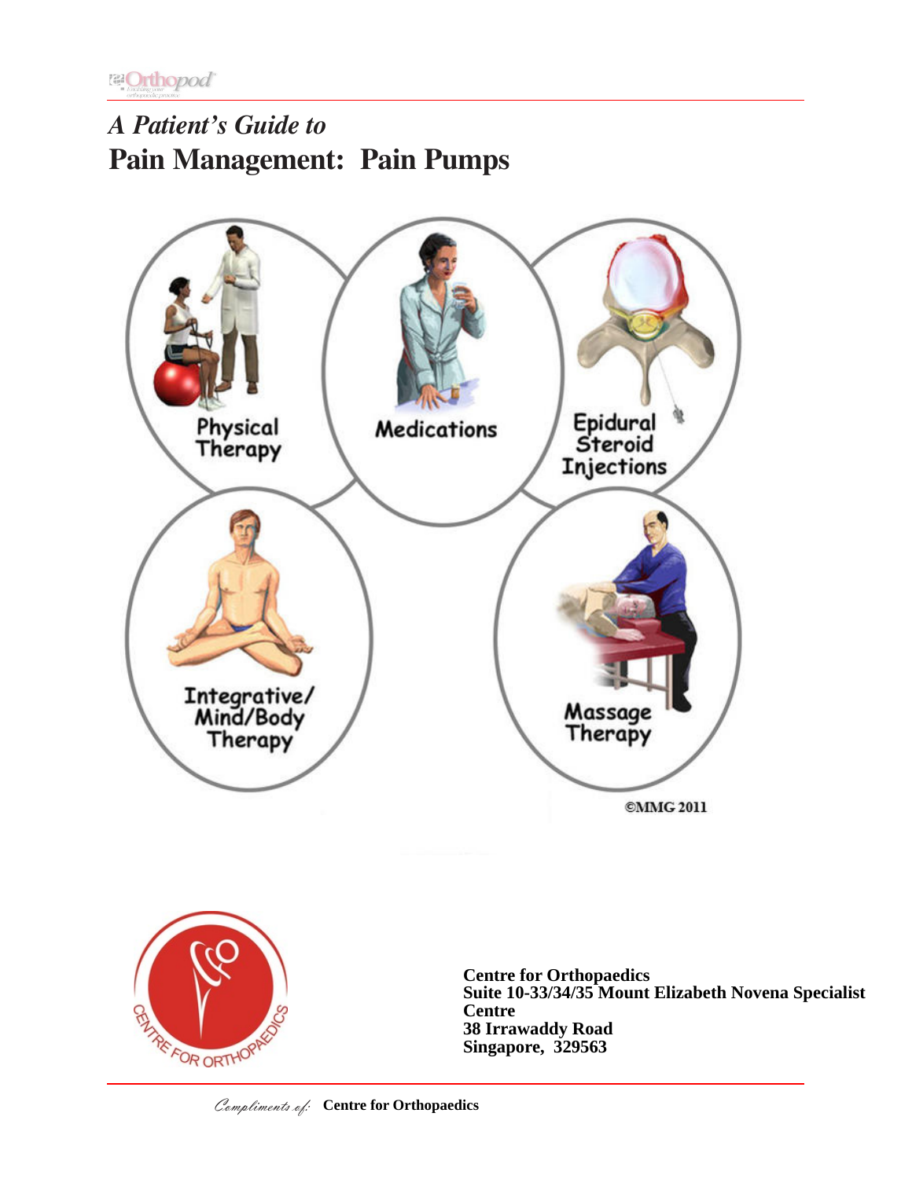*A Patient's Guide to*

# Pain Management: Pain Pumps

Centre for Orthopaedics
Suite 10-33/34/35 Mount Elizabeth Novena Specialist Centre
38 Irrawaddy Road
Singapore, 329563

*Compliments of:* **Centre for Orthopaedics**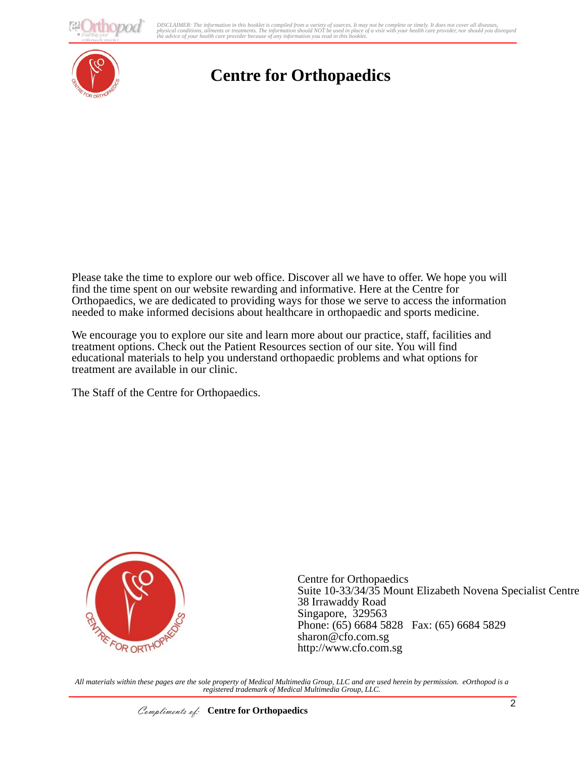# Centre for Orthopaedics

Please take the time to explore our web office. Discover all we have to offer. We hope you will find the time spent on our website rewarding and informative. Here at the Centre for Orthopaedics, we are dedicated to providing ways for those we serve to access the information needed to make informed decisions about healthcare in orthopaedic and sports medicine.

We encourage you to explore our site and learn more about our practice, staff, facilities and treatment options. Check out the Patient Resources section of our site. You will find educational materials to help you understand orthopaedic problems and what options for treatment are available in our clinic.

The Staff of the Centre for Orthopaedics.

Centre for Orthopaedics
Suite 10-33/34/35 Mount Elizabeth Novena Specialist Centre
38 Irrawaddy Road
Singapore, 329563
Phone: (65) 6684 5828 Fax: (65) 6684 5829
sharon@cfo.com.sg
http://www.cfo.com.sg

*All materials within these pages are the sole property of Medical Multimedia Group, LLC and are used herein by permission. eOrthopod is a registered trademark of Medical Multimedia Group, LLC.*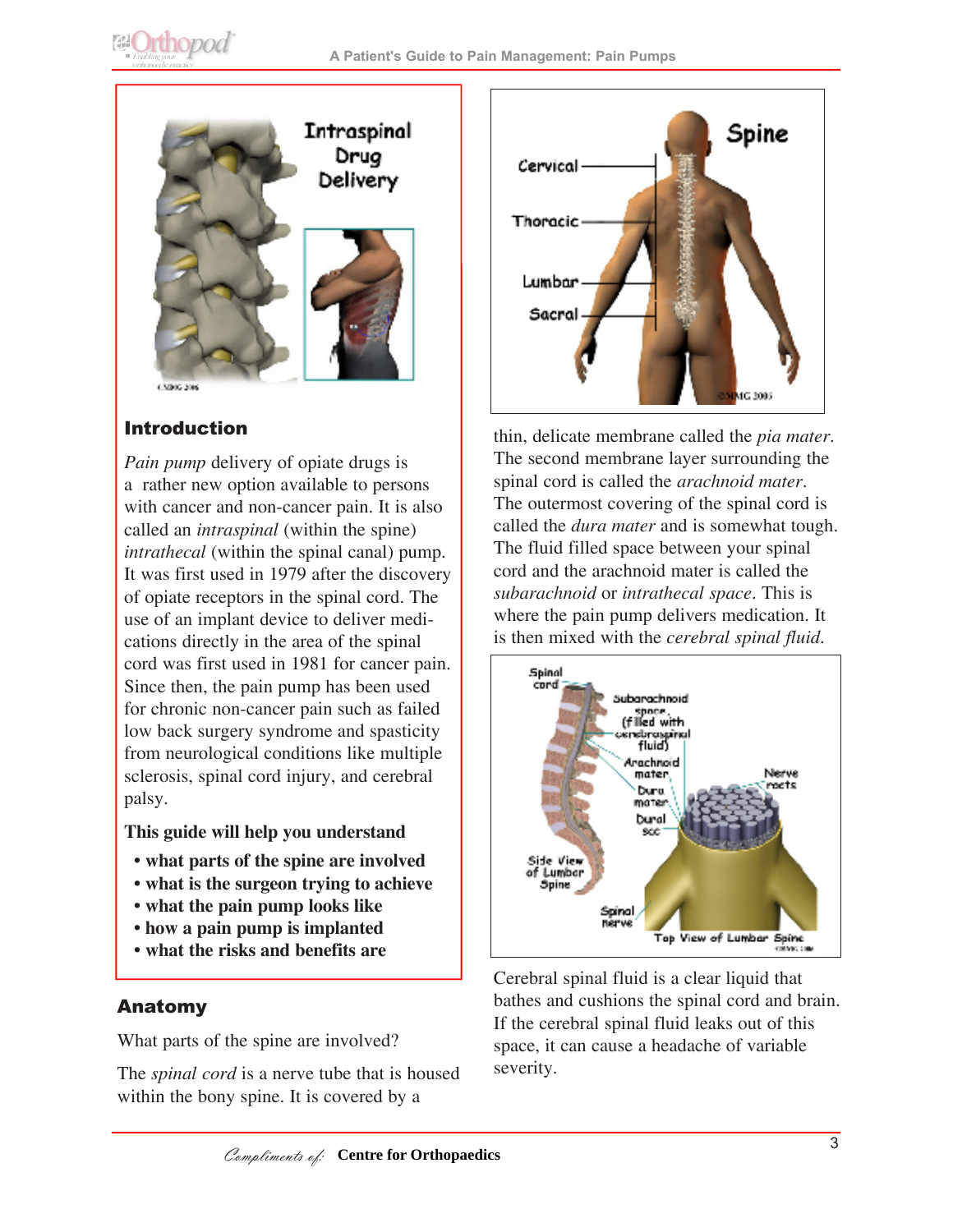## Introduction

*Pain pump* delivery of opiate drugs is a rather new option available to persons with cancer and non-cancer pain. It is also called an *intraspinal* (within the spine) *intrathecal* (within the spinal canal) pump. It was first used in 1979 after the discovery of opiate receptors in the spinal cord. The use of an implant device to deliver medications directly in the area of the spinal cord was first used in 1981 for cancer pain. Since then, the pain pump has been used for chronic non-cancer pain such as failed low back surgery syndrome and spasticity from neurological conditions like multiple sclerosis, spinal cord injury, and cerebral palsy.

**This guide will help you understand**

- **what parts of the spine are involved**
- **what is the surgeon trying to achieve**
- **what the pain pump looks like**
- **how a pain pump is implanted**
- **what the risks and benefits are**

## Anatomy

What parts of the spine are involved?

The *spinal cord* is a nerve tube that is housed within the bony spine. It is covered by a thin, delicate membrane called the *pia mater*. The second membrane layer surrounding the spinal cord is called the *arachnoid mater*. The outermost covering of the spinal cord is called the *dura mater* and is somewhat tough. The fluid filled space between your spinal cord and the arachnoid mater is called the *subarachnoid* or *intrathecal space*. This is where the pain pump delivers medication. It is then mixed with the *cerebral spinal fluid*.

Cerebral spinal fluid is a clear liquid that bathes and cushions the spinal cord and brain. If the cerebral spinal fluid leaks out of this space, it can cause a headache of variable severity.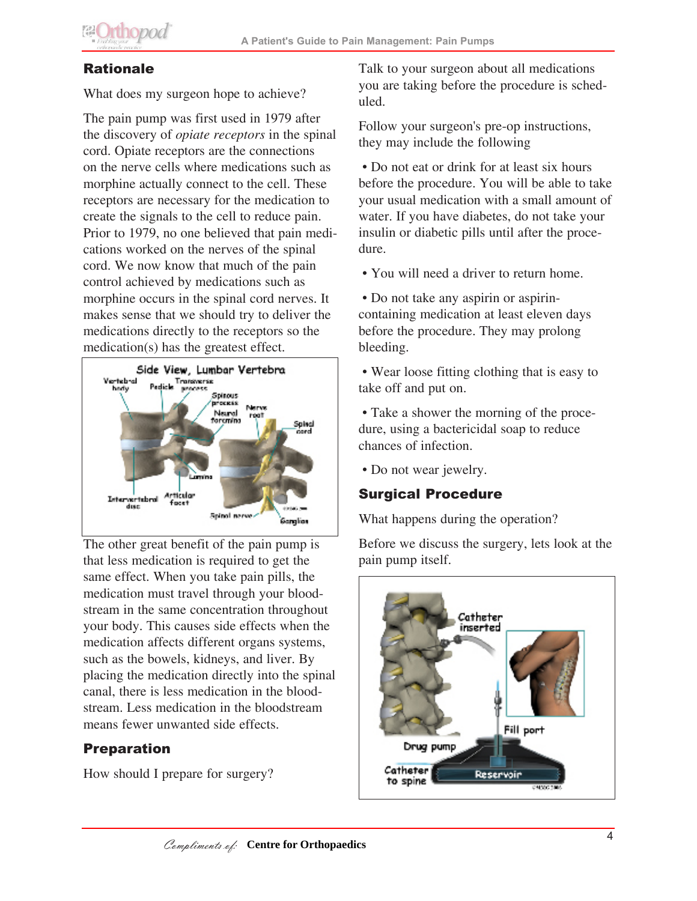## Rationale

What does my surgeon hope to achieve?

The pain pump was first used in 1979 after the discovery of *opiate receptors* in the spinal cord. Opiate receptors are the connections on the nerve cells where medications such as morphine actually connect to the cell. These receptors are necessary for the medication to create the signals to the cell to reduce pain. Prior to 1979, no one believed that pain medications worked on the nerves of the spinal cord. We now know that much of the pain control achieved by medications such as morphine occurs in the spinal cord nerves. It makes sense that we should try to deliver the medications directly to the receptors so the medication(s) has the greatest effect.

The other great benefit of the pain pump is that less medication is required to get the same effect. When you take pain pills, the medication must travel through your bloodstream in the same concentration throughout your body. This causes side effects when the medication affects different organs systems, such as the bowels, kidneys, and liver. By placing the medication directly into the spinal canal, there is less medication in the bloodstream. Less medication in the bloodstream means fewer unwanted side effects.

## Preparation

How should I prepare for surgery?

Talk to your surgeon about all medications you are taking before the procedure is scheduled.

Follow your surgeon's pre-op instructions, they may include the following

- Do not eat or drink for at least six hours before the procedure. You will be able to take your usual medication with a small amount of water. If you have diabetes, do not take your insulin or diabetic pills until after the procedure.
- You will need a driver to return home.
- Do not take any aspirin or aspirin-containing medication at least eleven days before the procedure. They may prolong bleeding.
- Wear loose fitting clothing that is easy to take off and put on.
- Take a shower the morning of the procedure, using a bactericidal soap to reduce chances of infection.
- Do not wear jewelry.

## Surgical Procedure

What happens during the operation?

Before we discuss the surgery, lets look at the pain pump itself.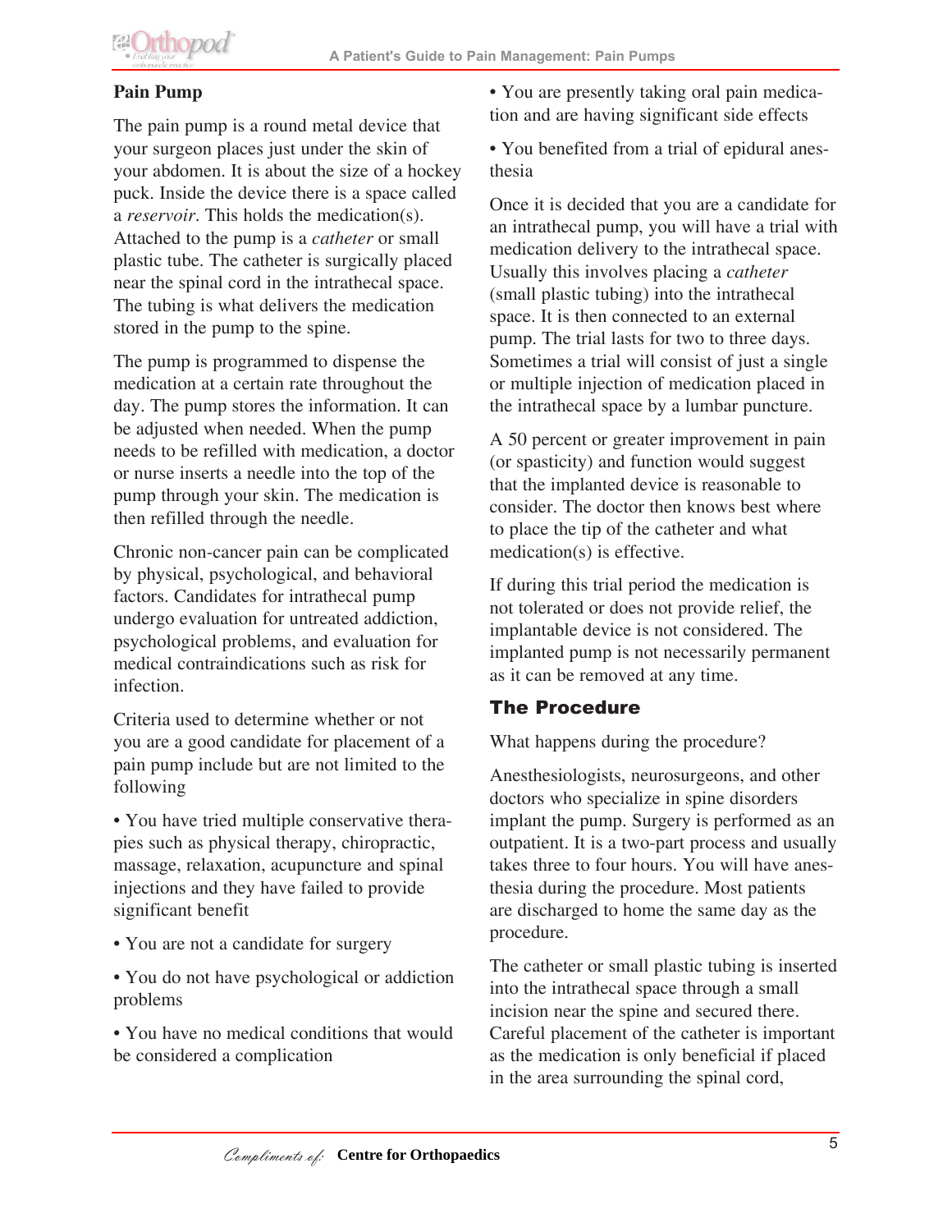**Pain Pump**

The pain pump is a round metal device that your surgeon places just under the skin of your abdomen. It is about the size of a hockey puck. Inside the device there is a space called a *reservoir*. This holds the medication(s). Attached to the pump is a *catheter* or small plastic tube. The catheter is surgically placed near the spinal cord in the intrathecal space. The tubing is what delivers the medication stored in the pump to the spine.

The pump is programmed to dispense the medication at a certain rate throughout the day. The pump stores the information. It can be adjusted when needed. When the pump needs to be refilled with medication, a doctor or nurse inserts a needle into the top of the pump through your skin. The medication is then refilled through the needle.

Chronic non-cancer pain can be complicated by physical, psychological, and behavioral factors. Candidates for intrathecal pump undergo evaluation for untreated addiction, psychological problems, and evaluation for medical contraindications such as risk for infection.

Criteria used to determine whether or not you are a good candidate for placement of a pain pump include but are not limited to the following

- You have tried multiple conservative therapies such as physical therapy, chiropractic, massage, relaxation, acupuncture and spinal injections and they have failed to provide significant benefit
- You are not a candidate for surgery
- You do not have psychological or addiction problems
- You have no medical conditions that would be considered a complication
- You are presently taking oral pain medication and are having significant side effects
- You benefited from a trial of epidural anesthesia

Once it is decided that you are a candidate for an intrathecal pump, you will have a trial with medication delivery to the intrathecal space. Usually this involves placing a *catheter* (small plastic tubing) into the intrathecal space. It is then connected to an external pump. The trial lasts for two to three days. Sometimes a trial will consist of just a single or multiple injection of medication placed in the intrathecal space by a lumbar puncture.

A 50 percent or greater improvement in pain (or spasticity) and function would suggest that the implanted device is reasonable to consider. The doctor then knows best where to place the tip of the catheter and what medication(s) is effective.

If during this trial period the medication is not tolerated or does not provide relief, the implantable device is not considered. The implanted pump is not necessarily permanent as it can be removed at any time.

## The Procedure

What happens during the procedure?

Anesthesiologists, neurosurgeons, and other doctors who specialize in spine disorders implant the pump. Surgery is performed as an outpatient. It is a two-part process and usually takes three to four hours. You will have anesthesia during the procedure. Most patients are discharged to home the same day as the procedure.

The catheter or small plastic tubing is inserted into the intrathecal space through a small incision near the spine and secured there. Careful placement of the catheter is important as the medication is only beneficial if placed in the area surrounding the spinal cord,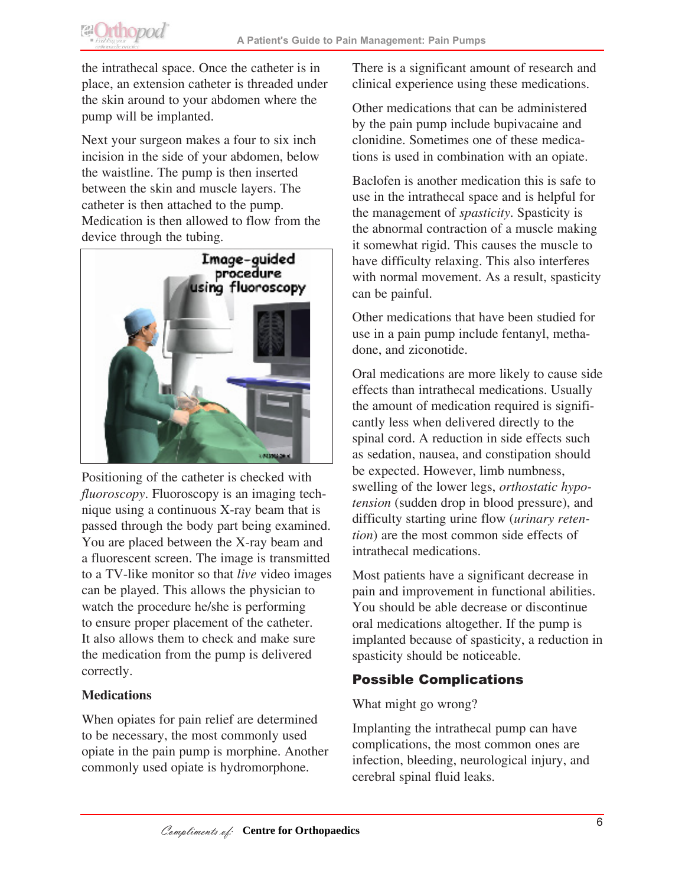the intrathecal space. Once the catheter is in place, an extension catheter is threaded under the skin around to your abdomen where the pump will be implanted.

Next your surgeon makes a four to six inch incision in the side of your abdomen, below the waistline. The pump is then inserted between the skin and muscle layers. The catheter is then attached to the pump. Medication is then allowed to flow from the device through the tubing.

Positioning of the catheter is checked with *fluoroscopy*. Fluoroscopy is an imaging technique using a continuous X-ray beam that is passed through the body part being examined. You are placed between the X-ray beam and a fluorescent screen. The image is transmitted to a TV-like monitor so that *live* video images can be played. This allows the physician to watch the procedure he/she is performing to ensure proper placement of the catheter. It also allows them to check and make sure the medication from the pump is delivered correctly.

### Medications

When opiates for pain relief are determined to be necessary, the most commonly used opiate in the pain pump is morphine. Another commonly used opiate is hydromorphone. There is a significant amount of research and clinical experience using these medications.

Other medications that can be administered by the pain pump include bupivacaine and clonidine. Sometimes one of these medications is used in combination with an opiate.

Baclofen is another medication this is safe to use in the intrathecal space and is helpful for the management of *spasticity*. Spasticity is the abnormal contraction of a muscle making it somewhat rigid. This causes the muscle to have difficulty relaxing. This also interferes with normal movement. As a result, spasticity can be painful.

Other medications that have been studied for use in a pain pump include fentanyl, methadone, and ziconotide.

Oral medications are more likely to cause side effects than intrathecal medications. Usually the amount of medication required is significantly less when delivered directly to the spinal cord. A reduction in side effects such as sedation, nausea, and constipation should be expected. However, limb numbness, swelling of the lower legs, *orthostatic hypotension* (sudden drop in blood pressure), and difficulty starting urine flow (*urinary retention*) are the most common side effects of intrathecal medications.

Most patients have a significant decrease in pain and improvement in functional abilities. You should be able decrease or discontinue oral medications altogether. If the pump is implanted because of spasticity, a reduction in spasticity should be noticeable.

## Possible Complications

What might go wrong?

Implanting the intrathecal pump can have complications, the most common ones are infection, bleeding, neurological injury, and cerebral spinal fluid leaks.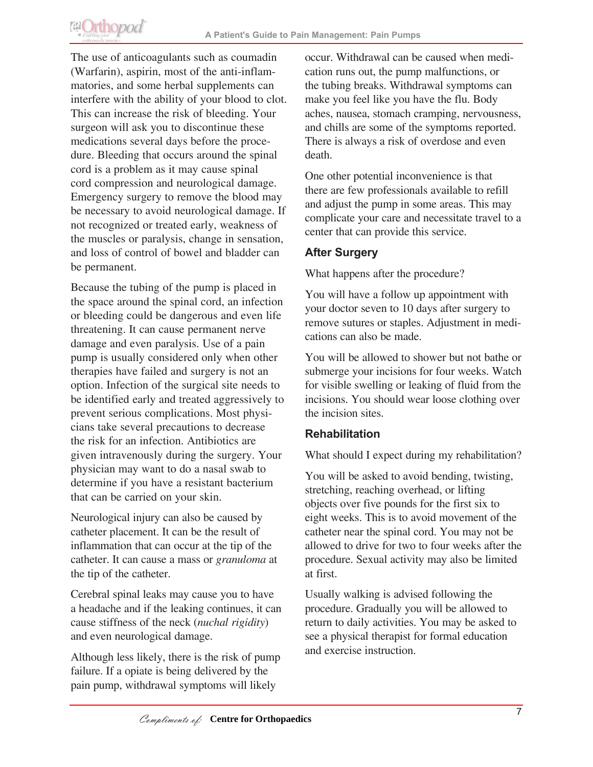The use of anticoagulants such as coumadin (Warfarin), aspirin, most of the anti-inflammatories, and some herbal supplements can interfere with the ability of your blood to clot. This can increase the risk of bleeding. Your surgeon will ask you to discontinue these medications several days before the procedure. Bleeding that occurs around the spinal cord is a problem as it may cause spinal cord compression and neurological damage. Emergency surgery to remove the blood may be necessary to avoid neurological damage. If not recognized or treated early, weakness of the muscles or paralysis, change in sensation, and loss of control of bowel and bladder can be permanent.

Because the tubing of the pump is placed in the space around the spinal cord, an infection or bleeding could be dangerous and even life threatening. It can cause permanent nerve damage and even paralysis. Use of a pain pump is usually considered only when other therapies have failed and surgery is not an option. Infection of the surgical site needs to be identified early and treated aggressively to prevent serious complications. Most physicians take several precautions to decrease the risk for an infection. Antibiotics are given intravenously during the surgery. Your physician may want to do a nasal swab to determine if you have a resistant bacterium that can be carried on your skin.

Neurological injury can also be caused by catheter placement. It can be the result of inflammation that can occur at the tip of the catheter. It can cause a mass or *granuloma* at the tip of the catheter.

Cerebral spinal leaks may cause you to have a headache and if the leaking continues, it can cause stiffness of the neck (*nuchal rigidity*) and even neurological damage.

Although less likely, there is the risk of pump failure. If a opiate is being delivered by the pain pump, withdrawal symptoms will likely occur. Withdrawal can be caused when medication runs out, the pump malfunctions, or the tubing breaks. Withdrawal symptoms can make you feel like you have the flu. Body aches, nausea, stomach cramping, nervousness, and chills are some of the symptoms reported. There is always a risk of overdose and even death.

One other potential inconvenience is that there are few professionals available to refill and adjust the pump in some areas. This may complicate your care and necessitate travel to a center that can provide this service.

### After Surgery

What happens after the procedure?

You will have a follow up appointment with your doctor seven to 10 days after surgery to remove sutures or staples. Adjustment in medications can also be made.

You will be allowed to shower but not bathe or submerge your incisions for four weeks. Watch for visible swelling or leaking of fluid from the incisions. You should wear loose clothing over the incision sites.

### Rehabilitation

What should I expect during my rehabilitation?

You will be asked to avoid bending, twisting, stretching, reaching overhead, or lifting objects over five pounds for the first six to eight weeks. This is to avoid movement of the catheter near the spinal cord. You may not be allowed to drive for two to four weeks after the procedure. Sexual activity may also be limited at first.

Usually walking is advised following the procedure. Gradually you will be allowed to return to daily activities. You may be asked to see a physical therapist for formal education and exercise instruction.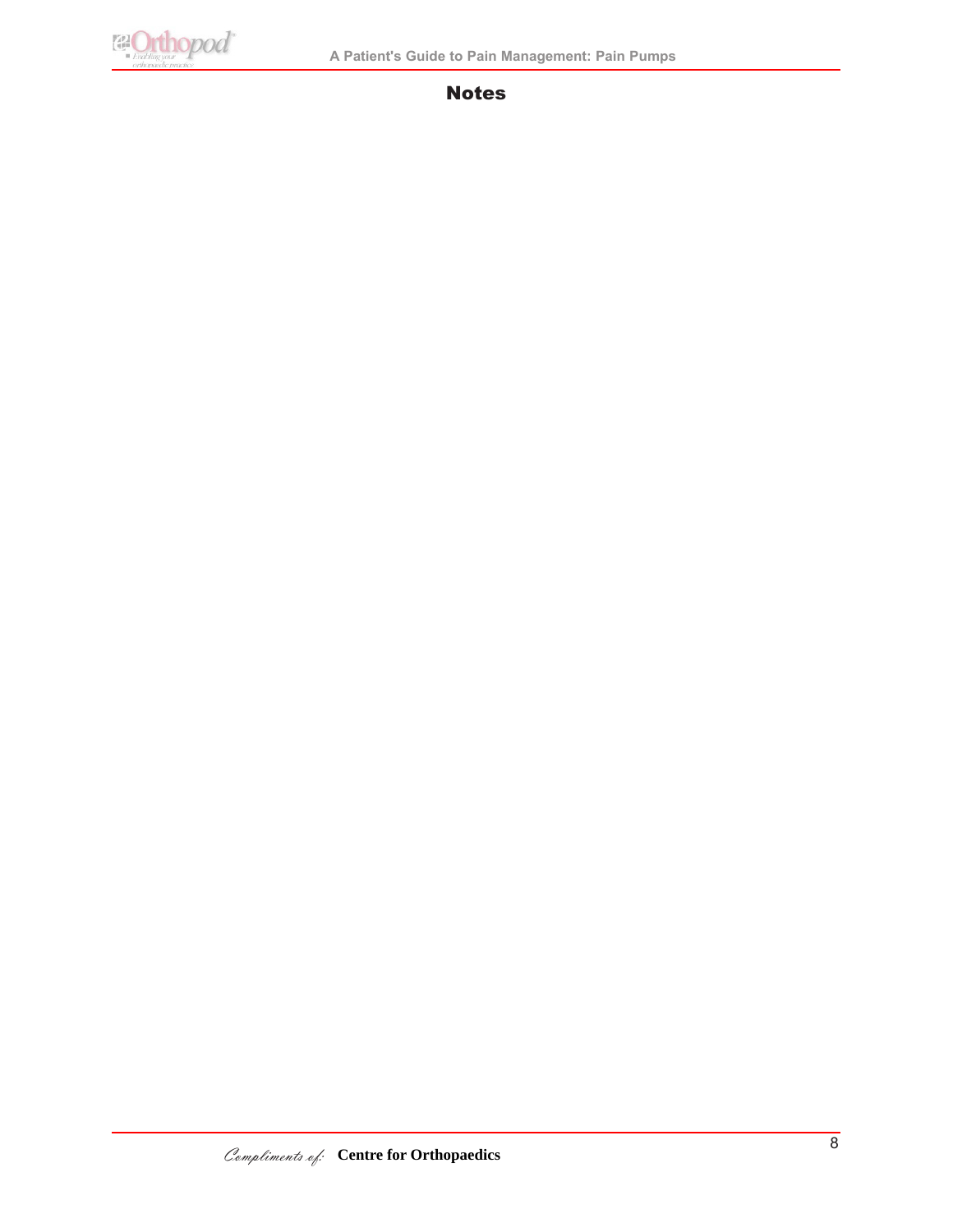## Notes